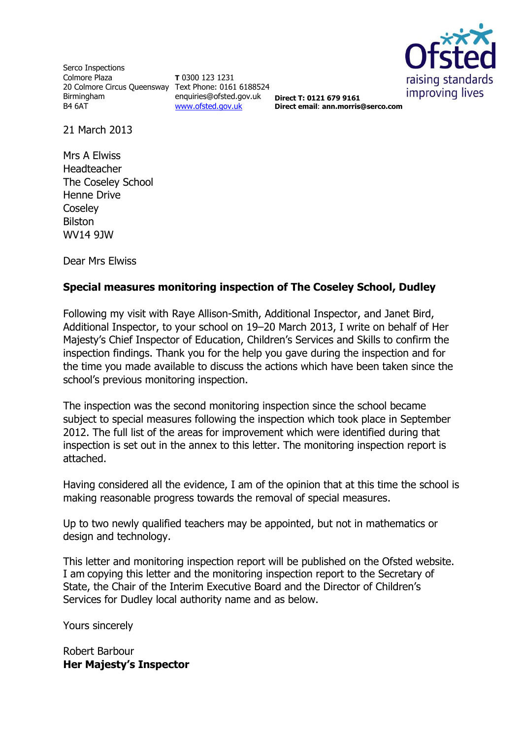Serco Inspections
Colmore Plaza
20 Colmore Circus Queensway
Birmingham
B4 6AT

**T** 0300 123 1231
Text Phone: 0161 6188524
enquiries@ofsted.gov.uk
www.ofsted.gov.uk

**Direct T: 0121 679 9161**
**Direct email**: **ann.morris@serco.com**

Ofsted
raising standards
improving lives

21 March 2013

Mrs A Elwiss
Headteacher
The Coseley School
Henne Drive
Coseley
Bilston
WV14 9JW

Dear Mrs Elwiss

**Special measures monitoring inspection of The Coseley School, Dudley**

Following my visit with Raye Allison-Smith, Additional Inspector, and Janet Bird, Additional Inspector, to your school on 19–20 March 2013, I write on behalf of Her Majesty's Chief Inspector of Education, Children's Services and Skills to confirm the inspection findings. Thank you for the help you gave during the inspection and for the time you made available to discuss the actions which have been taken since the school's previous monitoring inspection.

The inspection was the second monitoring inspection since the school became subject to special measures following the inspection which took place in September 2012. The full list of the areas for improvement which were identified during that inspection is set out in the annex to this letter. The monitoring inspection report is attached.

Having considered all the evidence, I am of the opinion that at this time the school is making reasonable progress towards the removal of special measures.

Up to two newly qualified teachers may be appointed, but not in mathematics or design and technology.

This letter and monitoring inspection report will be published on the Ofsted website. I am copying this letter and the monitoring inspection report to the Secretary of State, the Chair of the Interim Executive Board and the Director of Children's Services for Dudley local authority name and as below.

Yours sincerely

Robert Barbour
**Her Majesty's Inspector**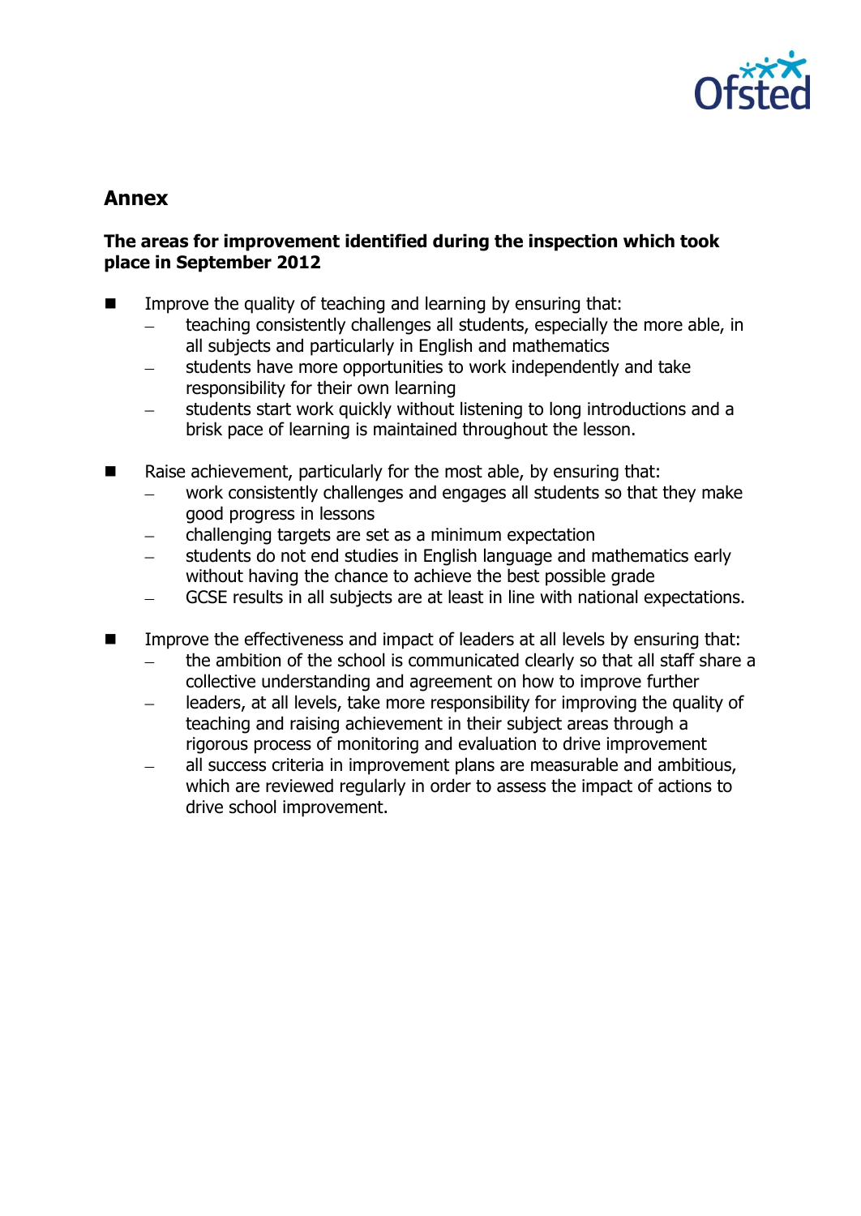## Annex

### The areas for improvement identified during the inspection which took place in September 2012

- Improve the quality of teaching and learning by ensuring that:
  - teaching consistently challenges all students, especially the more able, in all subjects and particularly in English and mathematics
  - students have more opportunities to work independently and take responsibility for their own learning
  - students start work quickly without listening to long introductions and a brisk pace of learning is maintained throughout the lesson.

- Raise achievement, particularly for the most able, by ensuring that:
  - work consistently challenges and engages all students so that they make good progress in lessons
  - challenging targets are set as a minimum expectation
  - students do not end studies in English language and mathematics early without having the chance to achieve the best possible grade
  - GCSE results in all subjects are at least in line with national expectations.

- Improve the effectiveness and impact of leaders at all levels by ensuring that:
  - the ambition of the school is communicated clearly so that all staff share a collective understanding and agreement on how to improve further
  - leaders, at all levels, take more responsibility for improving the quality of teaching and raising achievement in their subject areas through a rigorous process of monitoring and evaluation to drive improvement
  - all success criteria in improvement plans are measurable and ambitious, which are reviewed regularly in order to assess the impact of actions to drive school improvement.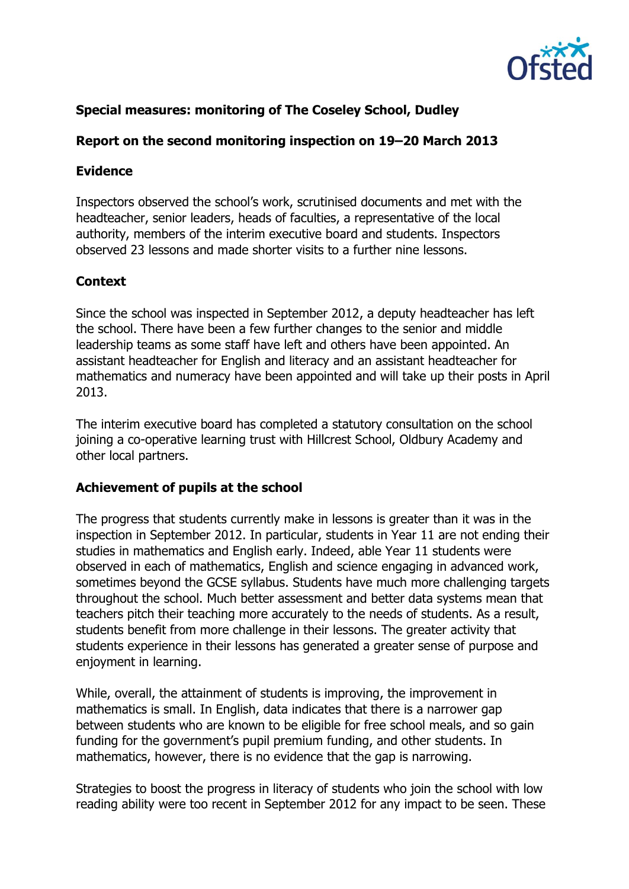**Special measures: monitoring of The Coseley School, Dudley**

**Report on the second monitoring inspection on 19–20 March 2013**

**Evidence**

Inspectors observed the school's work, scrutinised documents and met with the headteacher, senior leaders, heads of faculties, a representative of the local authority, members of the interim executive board and students. Inspectors observed 23 lessons and made shorter visits to a further nine lessons.

**Context**

Since the school was inspected in September 2012, a deputy headteacher has left the school. There have been a few further changes to the senior and middle leadership teams as some staff have left and others have been appointed. An assistant headteacher for English and literacy and an assistant headteacher for mathematics and numeracy have been appointed and will take up their posts in April 2013.

The interim executive board has completed a statutory consultation on the school joining a co-operative learning trust with Hillcrest School, Oldbury Academy and other local partners.

**Achievement of pupils at the school**

The progress that students currently make in lessons is greater than it was in the inspection in September 2012. In particular, students in Year 11 are not ending their studies in mathematics and English early. Indeed, able Year 11 students were observed in each of mathematics, English and science engaging in advanced work, sometimes beyond the GCSE syllabus. Students have much more challenging targets throughout the school. Much better assessment and better data systems mean that teachers pitch their teaching more accurately to the needs of students. As a result, students benefit from more challenge in their lessons. The greater activity that students experience in their lessons has generated a greater sense of purpose and enjoyment in learning.

While, overall, the attainment of students is improving, the improvement in mathematics is small. In English, data indicates that there is a narrower gap between students who are known to be eligible for free school meals, and so gain funding for the government's pupil premium funding, and other students. In mathematics, however, there is no evidence that the gap is narrowing.

Strategies to boost the progress in literacy of students who join the school with low reading ability were too recent in September 2012 for any impact to be seen. These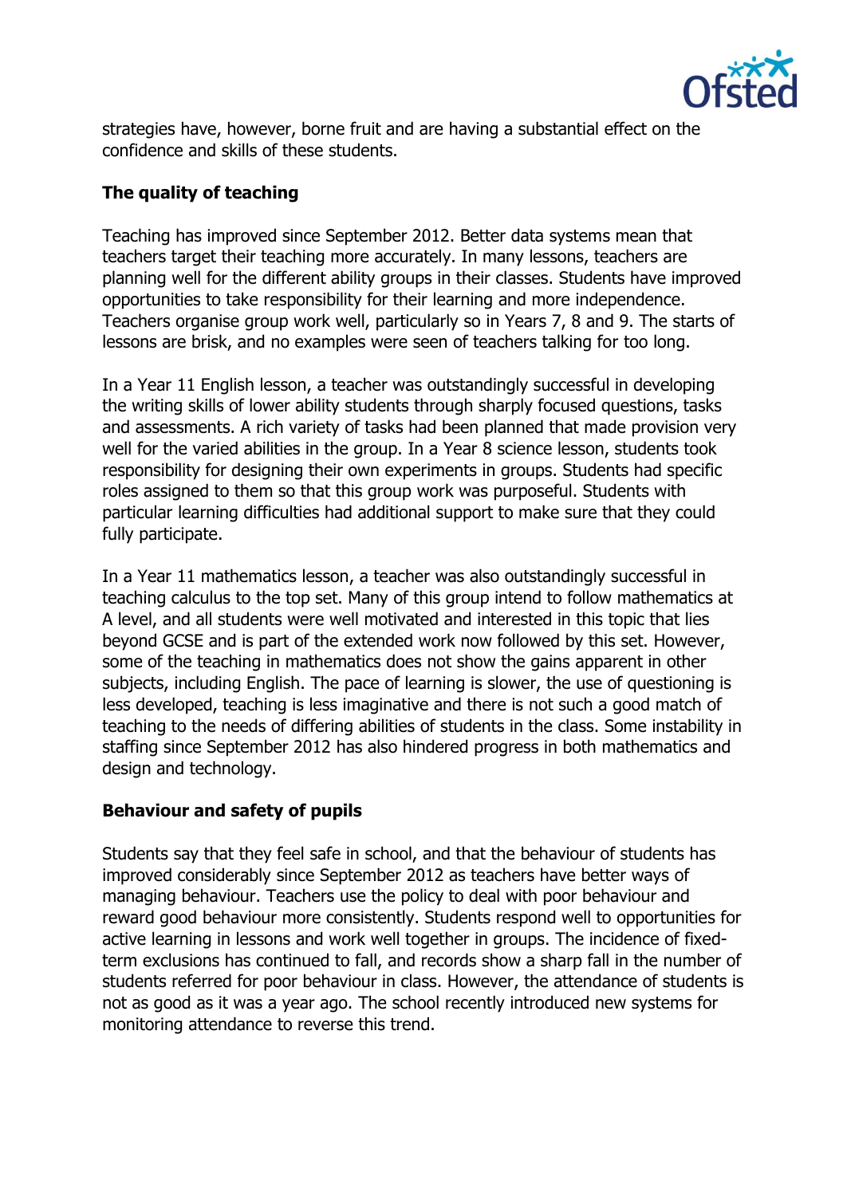strategies have, however, borne fruit and are having a substantial effect on the confidence and skills of these students.

### The quality of teaching

Teaching has improved since September 2012. Better data systems mean that teachers target their teaching more accurately. In many lessons, teachers are planning well for the different ability groups in their classes. Students have improved opportunities to take responsibility for their learning and more independence. Teachers organise group work well, particularly so in Years 7, 8 and 9. The starts of lessons are brisk, and no examples were seen of teachers talking for too long.

In a Year 11 English lesson, a teacher was outstandingly successful in developing the writing skills of lower ability students through sharply focused questions, tasks and assessments. A rich variety of tasks had been planned that made provision very well for the varied abilities in the group. In a Year 8 science lesson, students took responsibility for designing their own experiments in groups. Students had specific roles assigned to them so that this group work was purposeful. Students with particular learning difficulties had additional support to make sure that they could fully participate.

In a Year 11 mathematics lesson, a teacher was also outstandingly successful in teaching calculus to the top set. Many of this group intend to follow mathematics at A level, and all students were well motivated and interested in this topic that lies beyond GCSE and is part of the extended work now followed by this set. However, some of the teaching in mathematics does not show the gains apparent in other subjects, including English. The pace of learning is slower, the use of questioning is less developed, teaching is less imaginative and there is not such a good match of teaching to the needs of differing abilities of students in the class. Some instability in staffing since September 2012 has also hindered progress in both mathematics and design and technology.

### Behaviour and safety of pupils

Students say that they feel safe in school, and that the behaviour of students has improved considerably since September 2012 as teachers have better ways of managing behaviour. Teachers use the policy to deal with poor behaviour and reward good behaviour more consistently. Students respond well to opportunities for active learning in lessons and work well together in groups. The incidence of fixed-term exclusions has continued to fall, and records show a sharp fall in the number of students referred for poor behaviour in class. However, the attendance of students is not as good as it was a year ago. The school recently introduced new systems for monitoring attendance to reverse this trend.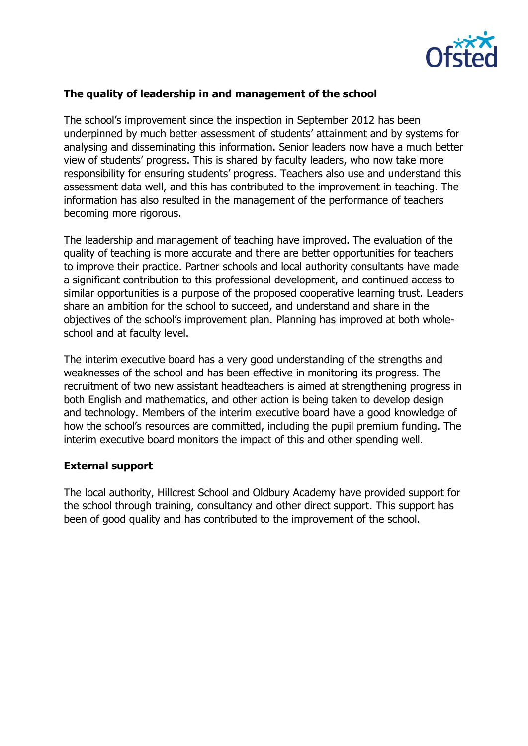## The quality of leadership in and management of the school

The school's improvement since the inspection in September 2012 has been underpinned by much better assessment of students' attainment and by systems for analysing and disseminating this information. Senior leaders now have a much better view of students' progress. This is shared by faculty leaders, who now take more responsibility for ensuring students' progress. Teachers also use and understand this assessment data well, and this has contributed to the improvement in teaching. The information has also resulted in the management of the performance of teachers becoming more rigorous.

The leadership and management of teaching have improved. The evaluation of the quality of teaching is more accurate and there are better opportunities for teachers to improve their practice. Partner schools and local authority consultants have made a significant contribution to this professional development, and continued access to similar opportunities is a purpose of the proposed cooperative learning trust. Leaders share an ambition for the school to succeed, and understand and share in the objectives of the school's improvement plan. Planning has improved at both whole-school and at faculty level.

The interim executive board has a very good understanding of the strengths and weaknesses of the school and has been effective in monitoring its progress. The recruitment of two new assistant headteachers is aimed at strengthening progress in both English and mathematics, and other action is being taken to develop design and technology. Members of the interim executive board have a good knowledge of how the school's resources are committed, including the pupil premium funding. The interim executive board monitors the impact of this and other spending well.

## External support

The local authority, Hillcrest School and Oldbury Academy have provided support for the school through training, consultancy and other direct support. This support has been of good quality and has contributed to the improvement of the school.